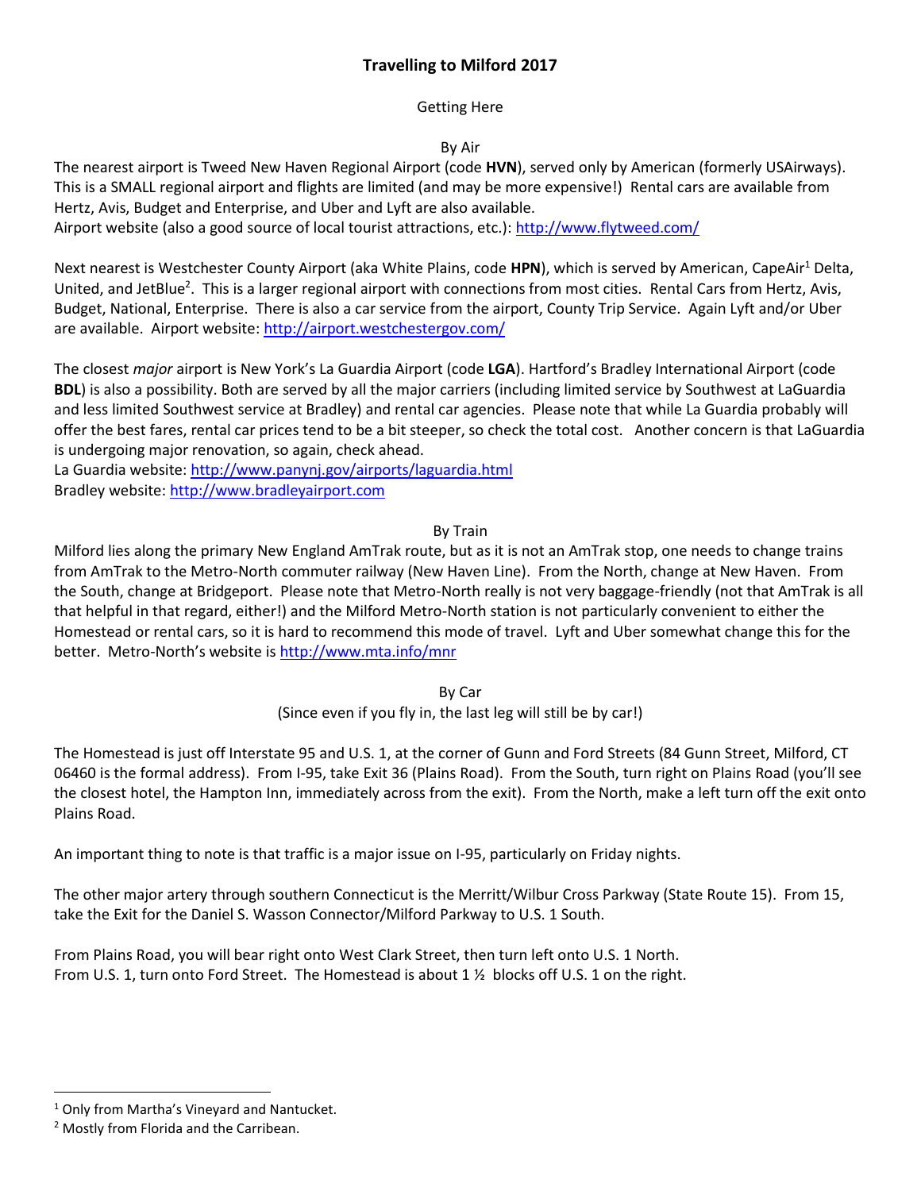# Travelling to Milford 2017

## Getting Here

### By Air

The nearest airport is Tweed New Haven Regional Airport (code **HVN**), served only by American (formerly USAirways). This is a SMALL regional airport and flights are limited (and may be more expensive!) Rental cars are available from Hertz, Avis, Budget and Enterprise, and Uber and Lyft are also available.
Airport website (also a good source of local tourist attractions, etc.): http://www.flytweed.com/

Next nearest is Westchester County Airport (aka White Plains, code **HPN**), which is served by American, CapeAir[1] Delta, United, and JetBlue[2]. This is a larger regional airport with connections from most cities. Rental Cars from Hertz, Avis, Budget, National, Enterprise. There is also a car service from the airport, County Trip Service. Again Lyft and/or Uber are available. Airport website: http://airport.westchestergov.com/

The closest *major* airport is New York's La Guardia Airport (code **LGA**). Hartford's Bradley International Airport (code **BDL**) is also a possibility. Both are served by all the major carriers (including limited service by Southwest at LaGuardia and less limited Southwest service at Bradley) and rental car agencies. Please note that while La Guardia probably will offer the best fares, rental car prices tend to be a bit steeper, so check the total cost. Another concern is that LaGuardia is undergoing major renovation, so again, check ahead.
La Guardia website: http://www.panynj.gov/airports/laguardia.html
Bradley website: http://www.bradleyairport.com

### By Train

Milford lies along the primary New England AmTrak route, but as it is not an AmTrak stop, one needs to change trains from AmTrak to the Metro-North commuter railway (New Haven Line). From the North, change at New Haven. From the South, change at Bridgeport. Please note that Metro-North really is not very baggage-friendly (not that AmTrak is all that helpful in that regard, either!) and the Milford Metro-North station is not particularly convenient to either the Homestead or rental cars, so it is hard to recommend this mode of travel. Lyft and Uber somewhat change this for the better. Metro-North's website is http://www.mta.info/mnr

### By Car

(Since even if you fly in, the last leg will still be by car!)

The Homestead is just off Interstate 95 and U.S. 1, at the corner of Gunn and Ford Streets (84 Gunn Street, Milford, CT 06460 is the formal address). From I-95, take Exit 36 (Plains Road). From the South, turn right on Plains Road (you'll see the closest hotel, the Hampton Inn, immediately across from the exit). From the North, make a left turn off the exit onto Plains Road.

An important thing to note is that traffic is a major issue on I-95, particularly on Friday nights.

The other major artery through southern Connecticut is the Merritt/Wilbur Cross Parkway (State Route 15). From 15, take the Exit for the Daniel S. Wasson Connector/Milford Parkway to U.S. 1 South.

From Plains Road, you will bear right onto West Clark Street, then turn left onto U.S. 1 North.
From U.S. 1, turn onto Ford Street. The Homestead is about 1 ½ blocks off U.S. 1 on the right.

---

[1] Only from Martha's Vineyard and Nantucket.

[2] Mostly from Florida and the Carribean.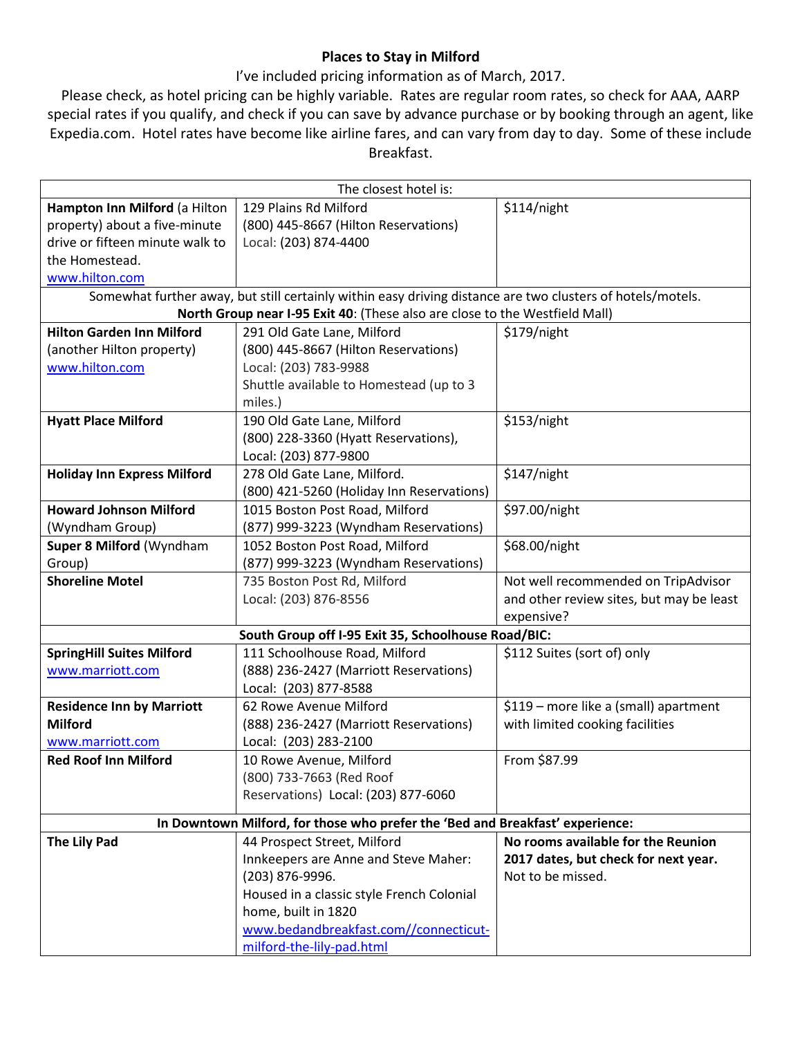# Places to Stay in Milford

I've included pricing information as of March, 2017.

Please check, as hotel pricing can be highly variable. Rates are regular room rates, so check for AAA, AARP special rates if you qualify, and check if you can save by advance purchase or by booking through an agent, like Expedia.com. Hotel rates have become like airline fares, and can vary from day to day. Some of these include Breakfast.

| | | |
|---|---|---|
| The closest hotel is: | | |
| **Hampton Inn Milford** (a Hilton property) about a five-minute drive or fifteen minute walk to the Homestead. www.hilton.com | 129 Plains Rd Milford<br>(800) 445-8667 (Hilton Reservations)<br>Local: (203) 874-4400 | $114/night |
| Somewhat further away, but still certainly within easy driving distance are two clusters of hotels/motels.<br>**North Group near I-95 Exit 40**: (These also are close to the Westfield Mall) | | |
| **Hilton Garden Inn Milford** (another Hilton property) www.hilton.com | 291 Old Gate Lane, Milford<br>(800) 445-8667 (Hilton Reservations)<br>Local: (203) 783-9988<br>Shuttle available to Homestead (up to 3 miles.) | $179/night |
| **Hyatt Place Milford** | 190 Old Gate Lane, Milford<br>(800) 228-3360 (Hyatt Reservations),<br>Local: (203) 877-9800 | $153/night |
| **Holiday Inn Express Milford** | 278 Old Gate Lane, Milford.<br>(800) 421-5260 (Holiday Inn Reservations) | $147/night |
| **Howard Johnson Milford** (Wyndham Group) | 1015 Boston Post Road, Milford<br>(877) 999-3223 (Wyndham Reservations) | $97.00/night |
| **Super 8 Milford** (Wyndham Group) | 1052 Boston Post Road, Milford<br>(877) 999-3223 (Wyndham Reservations) | $68.00/night |
| **Shoreline Motel** | 735 Boston Post Rd, Milford<br>Local: (203) 876-8556 | Not well recommended on TripAdvisor and other review sites, but may be least expensive? |
| **South Group off I-95 Exit 35, Schoolhouse Road/BIC:** | | |
| **SpringHill Suites Milford** www.marriott.com | 111 Schoolhouse Road, Milford<br>(888) 236-2427 (Marriott Reservations)<br>Local: (203) 877-8588 | $112 Suites (sort of) only |
| **Residence Inn by Marriott Milford** www.marriott.com | 62 Rowe Avenue Milford<br>(888) 236-2427 (Marriott Reservations)<br>Local: (203) 283-2100 | $119 – more like a (small) apartment with limited cooking facilities |
| **Red Roof Inn Milford** | 10 Rowe Avenue, Milford<br>(800) 733-7663 (Red Roof Reservations) Local: (203) 877-6060 | From $87.99 |
| **In Downtown Milford, for those who prefer the 'Bed and Breakfast' experience:** | | |
| **The Lily Pad** | 44 Prospect Street, Milford<br>Innkeepers are Anne and Steve Maher: (203) 876-9996.<br>Housed in a classic style French Colonial home, built in 1820<br>www.bedandbreakfast.com//connecticut-milford-the-lily-pad.html | **No rooms available for the Reunion 2017 dates, but check for next year.** Not to be missed. |